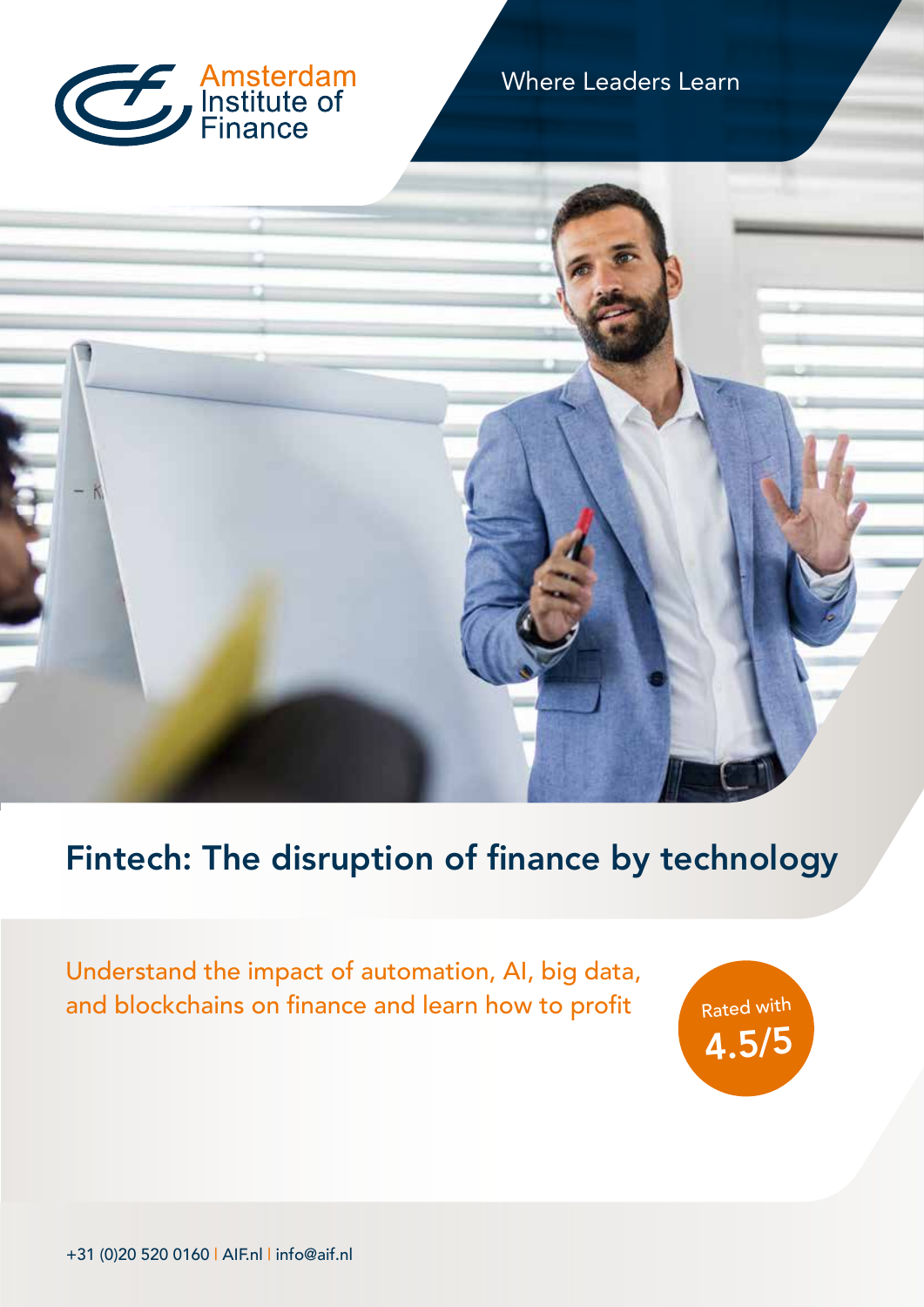Amsterdam Institute of Finance

Where Leaders Learn

# Fintech: The disruption of finance by technology

Understand the impact of automation, AI, big data, and blockchains on finance and learn how to profit

Rated with **4.5/5**

+31 (0)20 520 0160 | AIF.nl | info@aif.nl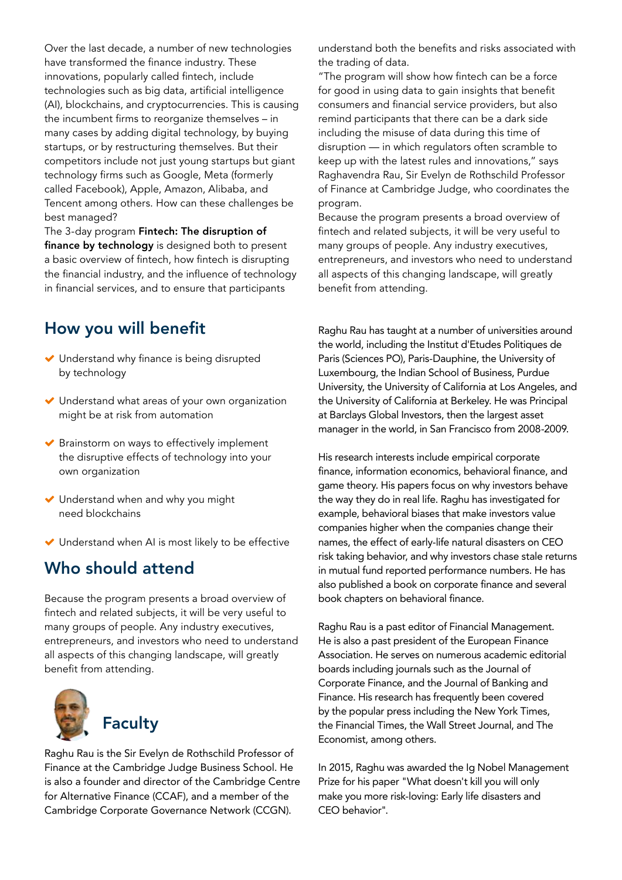Over the last decade, a number of new technologies have transformed the finance industry. These innovations, popularly called fintech, include technologies such as big data, artificial intelligence (AI), blockchains, and cryptocurrencies. This is causing the incumbent firms to reorganize themselves – in many cases by adding digital technology, by buying startups, or by restructuring themselves. But their competitors include not just young startups but giant technology firms such as Google, Meta (formerly called Facebook), Apple, Amazon, Alibaba, and Tencent among others. How can these challenges be best managed?

The 3-day program **Fintech: The disruption of finance by technology** is designed both to present a basic overview of fintech, how fintech is disrupting the financial industry, and the influence of technology in financial services, and to ensure that participants understand both the benefits and risks associated with the trading of data.

"The program will show how fintech can be a force for good in using data to gain insights that benefit consumers and financial service providers, but also remind participants that there can be a dark side including the misuse of data during this time of disruption — in which regulators often scramble to keep up with the latest rules and innovations," says Raghavendra Rau, Sir Evelyn de Rothschild Professor of Finance at Cambridge Judge, who coordinates the program.

Because the program presents a broad overview of fintech and related subjects, it will be very useful to many groups of people. Any industry executives, entrepreneurs, and investors who need to understand all aspects of this changing landscape, will greatly benefit from attending.

## How you will benefit

- Understand why finance is being disrupted by technology
- Understand what areas of your own organization might be at risk from automation
- Brainstorm on ways to effectively implement the disruptive effects of technology into your own organization
- Understand when and why you might need blockchains
- Understand when AI is most likely to be effective

## Who should attend

Because the program presents a broad overview of fintech and related subjects, it will be very useful to many groups of people. Any industry executives, entrepreneurs, and investors who need to understand all aspects of this changing landscape, will greatly benefit from attending.

## Faculty

Raghu Rau is the Sir Evelyn de Rothschild Professor of Finance at the Cambridge Judge Business School. He is also a founder and director of the Cambridge Centre for Alternative Finance (CCAF), and a member of the Cambridge Corporate Governance Network (CCGN).

Raghu Rau has taught at a number of universities around the world, including the Institut d'Etudes Politiques de Paris (Sciences PO), Paris-Dauphine, the University of Luxembourg, the Indian School of Business, Purdue University, the University of California at Los Angeles, and the University of California at Berkeley. He was Principal at Barclays Global Investors, then the largest asset manager in the world, in San Francisco from 2008-2009.

His research interests include empirical corporate finance, information economics, behavioral finance, and game theory. His papers focus on why investors behave the way they do in real life. Raghu has investigated for example, behavioral biases that make investors value companies higher when the companies change their names, the effect of early-life natural disasters on CEO risk taking behavior, and why investors chase stale returns in mutual fund reported performance numbers. He has also published a book on corporate finance and several book chapters on behavioral finance.

Raghu Rau is a past editor of Financial Management. He is also a past president of the European Finance Association. He serves on numerous academic editorial boards including journals such as the Journal of Corporate Finance, and the Journal of Banking and Finance. His research has frequently been covered by the popular press including the New York Times, the Financial Times, the Wall Street Journal, and The Economist, among others.

In 2015, Raghu was awarded the Ig Nobel Management Prize for his paper "What doesn't kill you will only make you more risk-loving: Early life disasters and CEO behavior".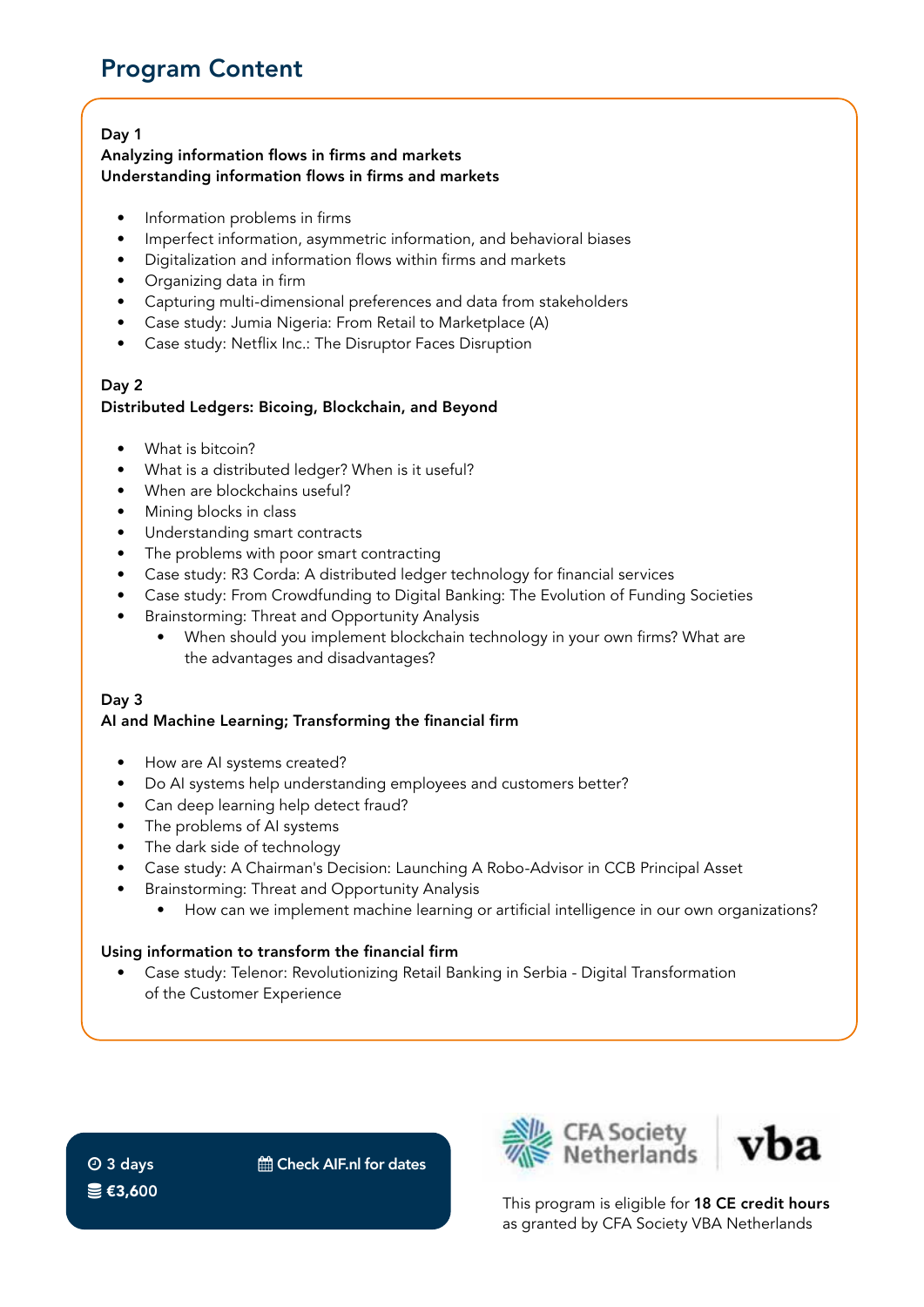# Program Content

**Day 1**
**Analyzing information flows in firms and markets**
**Understanding information flows in firms and markets**

- Information problems in firms
- Imperfect information, asymmetric information, and behavioral biases
- Digitalization and information flows within firms and markets
- Organizing data in firm
- Capturing multi-dimensional preferences and data from stakeholders
- Case study: Jumia Nigeria: From Retail to Marketplace (A)
- Case study: Netflix Inc.: The Disruptor Faces Disruption

**Day 2**
**Distributed Ledgers: Bicoing, Blockchain, and Beyond**

- What is bitcoin?
- What is a distributed ledger? When is it useful?
- When are blockchains useful?
- Mining blocks in class
- Understanding smart contracts
- The problems with poor smart contracting
- Case study: R3 Corda: A distributed ledger technology for financial services
- Case study: From Crowdfunding to Digital Banking: The Evolution of Funding Societies
- Brainstorming: Threat and Opportunity Analysis
    - When should you implement blockchain technology in your own firms? What are the advantages and disadvantages?

**Day 3**
**AI and Machine Learning; Transforming the financial firm**

- How are AI systems created?
- Do AI systems help understanding employees and customers better?
- Can deep learning help detect fraud?
- The problems of AI systems
- The dark side of technology
- Case study: A Chairman's Decision: Launching A Robo-Advisor in CCB Principal Asset
- Brainstorming: Threat and Opportunity Analysis
    - How can we implement machine learning or artificial intelligence in our own organizations?

**Using information to transform the financial firm**

- Case study: Telenor: Revolutionizing Retail Banking in Serbia - Digital Transformation of the Customer Experience

**3 days** | **Check AIF.nl for dates**

**€3,600**

CFA Society Netherlands | vba

This program is eligible for **18 CE credit hours** as granted by CFA Society VBA Netherlands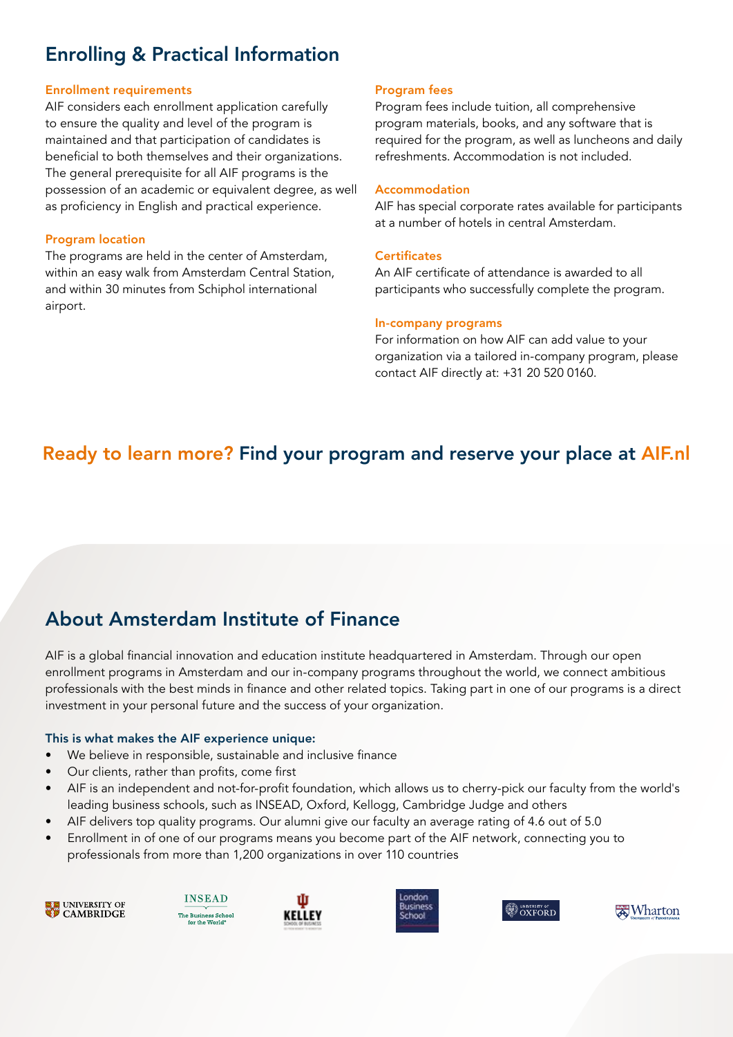## Enrolling & Practical Information

**Enrollment requirements**

AIF considers each enrollment application carefully to ensure the quality and level of the program is maintained and that participation of candidates is beneficial to both themselves and their organizations. The general prerequisite for all AIF programs is the possession of an academic or equivalent degree, as well as proficiency in English and practical experience.

**Program location**

The programs are held in the center of Amsterdam, within an easy walk from Amsterdam Central Station, and within 30 minutes from Schiphol international airport.

**Program fees**

Program fees include tuition, all comprehensive program materials, books, and any software that is required for the program, as well as luncheons and daily refreshments. Accommodation is not included.

**Accommodation**

AIF has special corporate rates available for participants at a number of hotels in central Amsterdam.

**Certificates**

An AIF certificate of attendance is awarded to all participants who successfully complete the program.

**In-company programs**

For information on how AIF can add value to your organization via a tailored in-company program, please contact AIF directly at: +31 20 520 0160.

### Ready to learn more? Find your program and reserve your place at AIF.nl

## About Amsterdam Institute of Finance

AIF is a global financial innovation and education institute headquartered in Amsterdam. Through our open enrollment programs in Amsterdam and our in-company programs throughout the world, we connect ambitious professionals with the best minds in finance and other related topics. Taking part in one of our programs is a direct investment in your personal future and the success of your organization.

**This is what makes the AIF experience unique:**

- We believe in responsible, sustainable and inclusive finance
- Our clients, rather than profits, come first
- AIF is an independent and not-for-profit foundation, which allows us to cherry-pick our faculty from the world's leading business schools, such as INSEAD, Oxford, Kellogg, Cambridge Judge and others
- AIF delivers top quality programs. Our alumni give our faculty an average rating of 4.6 out of 5.0
- Enrollment in of one of our programs means you become part of the AIF network, connecting you to professionals from more than 1,200 organizations in over 110 countries

UNIVERSITY OF CAMBRIDGE

INSEAD The Business School for the World

KELLEY SCHOOL OF BUSINESS

London Business School

UNIVERSITY OF OXFORD

Wharton UNIVERSITY of PENNSYLVANIA